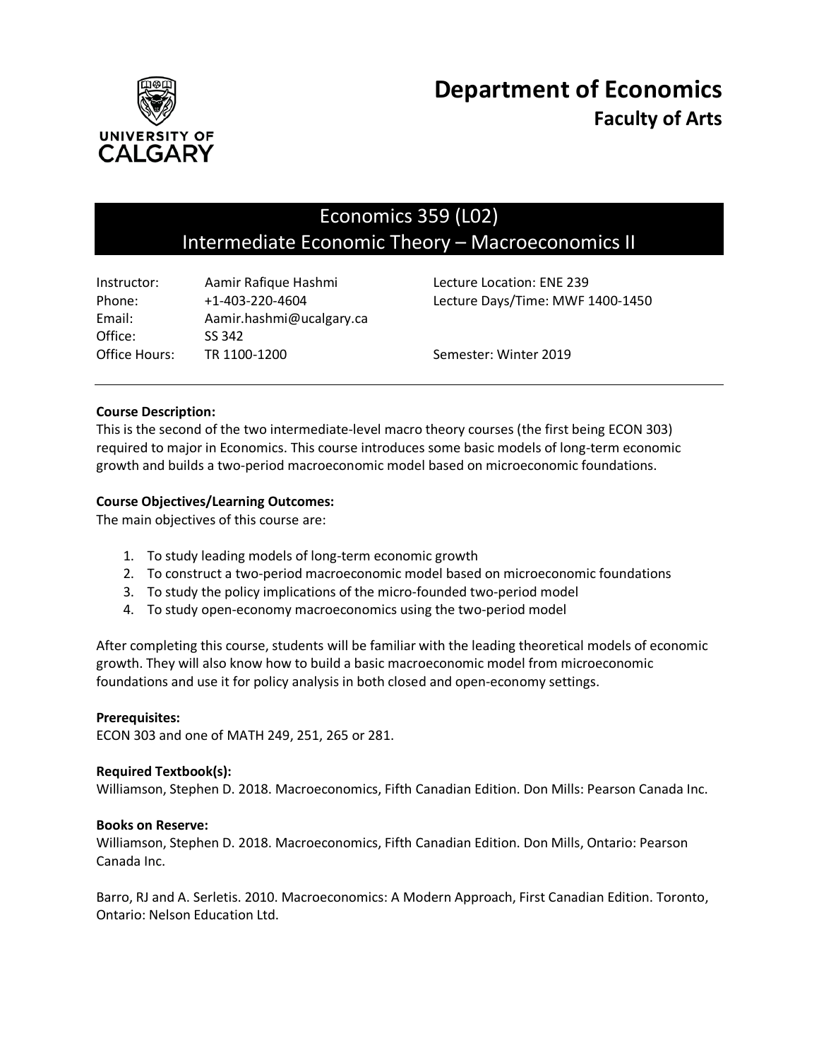# Department of Economics

## Faculty of Arts

## Economics 359 (L02)
## Intermediate Economic Theory – Macroeconomics II

| | | |
|---|---|---|
| Instructor: | Aamir Rafique Hashmi | Lecture Location: ENE 239 |
| Phone: | +1-403-220-4604 | Lecture Days/Time: MWF 1400-1450 |
| Email: | Aamir.hashmi@ucalgary.ca | |
| Office: | SS 342 | |
| Office Hours: | TR 1100-1200 | Semester: Winter 2019 |

**Course Description:**
This is the second of the two intermediate-level macro theory courses (the first being ECON 303) required to major in Economics. This course introduces some basic models of long-term economic growth and builds a two-period macroeconomic model based on microeconomic foundations.

**Course Objectives/Learning Outcomes:**
The main objectives of this course are:

1. To study leading models of long-term economic growth
2. To construct a two-period macroeconomic model based on microeconomic foundations
3. To study the policy implications of the micro-founded two-period model
4. To study open-economy macroeconomics using the two-period model

After completing this course, students will be familiar with the leading theoretical models of economic growth. They will also know how to build a basic macroeconomic model from microeconomic foundations and use it for policy analysis in both closed and open-economy settings.

**Prerequisites:**
ECON 303 and one of MATH 249, 251, 265 or 281.

**Required Textbook(s):**
Williamson, Stephen D. 2018. Macroeconomics, Fifth Canadian Edition. Don Mills: Pearson Canada Inc.

**Books on Reserve:**
Williamson, Stephen D. 2018. Macroeconomics, Fifth Canadian Edition. Don Mills, Ontario: Pearson Canada Inc.

Barro, RJ and A. Serletis. 2010. Macroeconomics: A Modern Approach, First Canadian Edition. Toronto, Ontario: Nelson Education Ltd.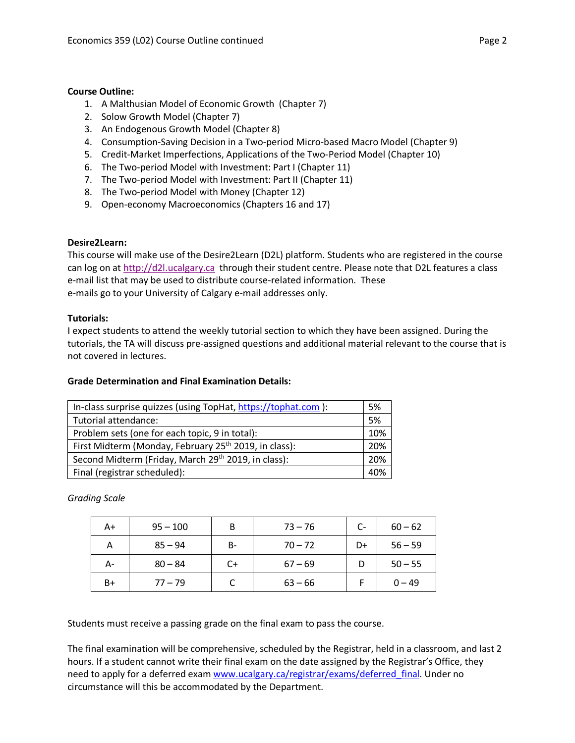**Course Outline:**

1. A Malthusian Model of Economic Growth (Chapter 7)
2. Solow Growth Model (Chapter 7)
3. An Endogenous Growth Model (Chapter 8)
4. Consumption-Saving Decision in a Two-period Micro-based Macro Model (Chapter 9)
5. Credit-Market Imperfections, Applications of the Two-Period Model (Chapter 10)
6. The Two-period Model with Investment: Part I (Chapter 11)
7. The Two-period Model with Investment: Part II (Chapter 11)
8. The Two-period Model with Money (Chapter 12)
9. Open-economy Macroeconomics (Chapters 16 and 17)

**Desire2Learn:**

This course will make use of the Desire2Learn (D2L) platform. Students who are registered in the course can log on at http://d2l.ucalgary.ca through their student centre. Please note that D2L features a class e-mail list that may be used to distribute course-related information. These e-mails go to your University of Calgary e-mail addresses only.

**Tutorials:**

I expect students to attend the weekly tutorial section to which they have been assigned. During the tutorials, the TA will discuss pre-assigned questions and additional material relevant to the course that is not covered in lectures.

**Grade Determination and Final Examination Details:**

| | |
|---|---|
| In-class surprise quizzes (using TopHat, https://tophat.com ): | 5% |
| Tutorial attendance: | 5% |
| Problem sets (one for each topic, 9 in total): | 10% |
| First Midterm (Monday, February 25th 2019, in class): | 20% |
| Second Midterm (Friday, March 29th 2019, in class): | 20% |
| Final (registrar scheduled): | 40% |

*Grading Scale*

| | | | | | |
|---|---|---|---|---|---|
| A+ | 95 – 100 | B | 73 – 76 | C- | 60 – 62 |
| A | 85 – 94 | B- | 70 – 72 | D+ | 56 – 59 |
| A- | 80 – 84 | C+ | 67 – 69 | D | 50 – 55 |
| B+ | 77 – 79 | C | 63 – 66 | F | 0 – 49 |

Students must receive a passing grade on the final exam to pass the course.

The final examination will be comprehensive, scheduled by the Registrar, held in a classroom, and last 2 hours. If a student cannot write their final exam on the date assigned by the Registrar's Office, they need to apply for a deferred exam www.ucalgary.ca/registrar/exams/deferred_final. Under no circumstance will this be accommodated by the Department.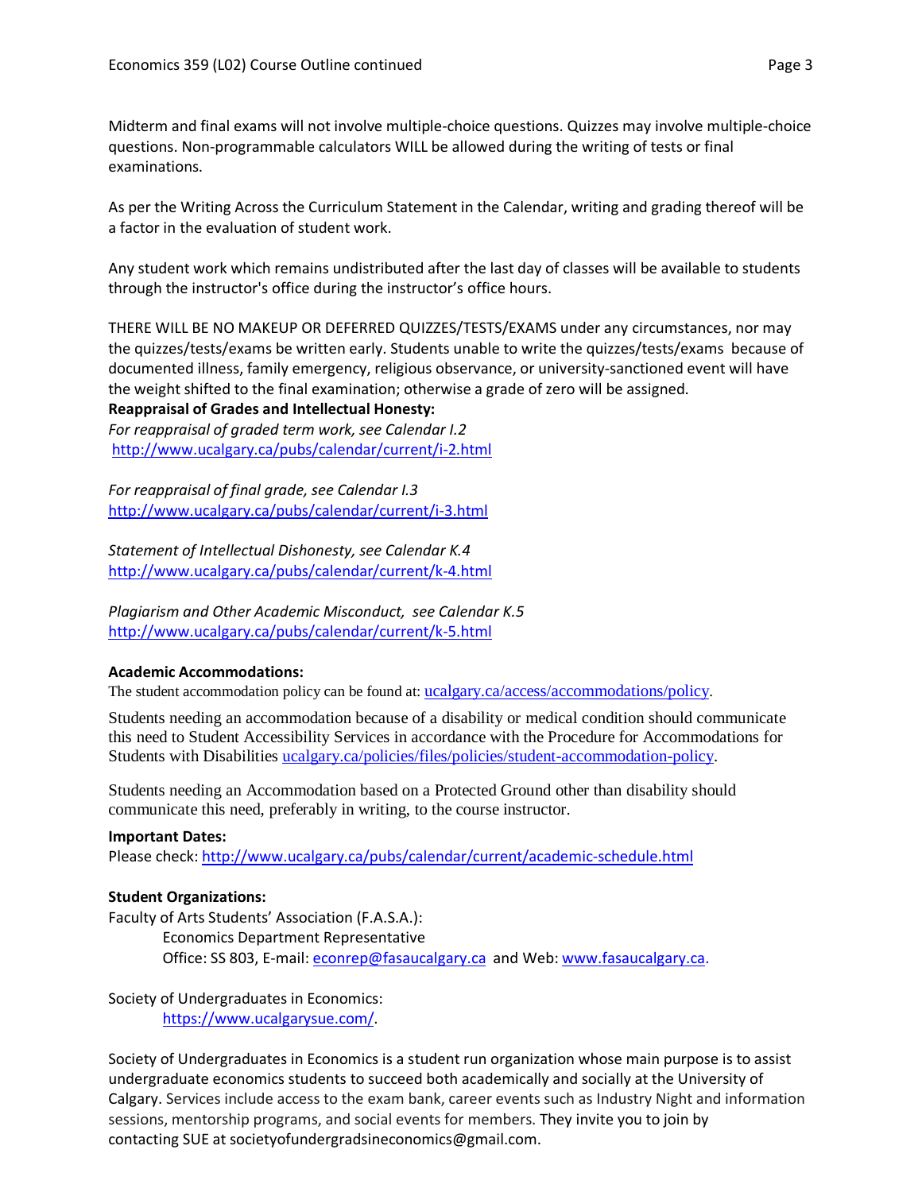Midterm and final exams will not involve multiple-choice questions. Quizzes may involve multiple-choice questions. Non-programmable calculators WILL be allowed during the writing of tests or final examinations.

As per the Writing Across the Curriculum Statement in the Calendar, writing and grading thereof will be a factor in the evaluation of student work.

Any student work which remains undistributed after the last day of classes will be available to students through the instructor's office during the instructor's office hours.

THERE WILL BE NO MAKEUP OR DEFERRED QUIZZES/TESTS/EXAMS under any circumstances, nor may the quizzes/tests/exams be written early. Students unable to write the quizzes/tests/exams because of documented illness, family emergency, religious observance, or university-sanctioned event will have the weight shifted to the final examination; otherwise a grade of zero will be assigned.

**Reappraisal of Grades and Intellectual Honesty:**

*For reappraisal of graded term work, see Calendar I.2*
http://www.ucalgary.ca/pubs/calendar/current/i-2.html

*For reappraisal of final grade, see Calendar I.3*
http://www.ucalgary.ca/pubs/calendar/current/i-3.html

*Statement of Intellectual Dishonesty, see Calendar K.4*
http://www.ucalgary.ca/pubs/calendar/current/k-4.html

*Plagiarism and Other Academic Misconduct, see Calendar K.5*
http://www.ucalgary.ca/pubs/calendar/current/k-5.html

**Academic Accommodations:**

The student accommodation policy can be found at: ucalgary.ca/access/accommodations/policy.

Students needing an accommodation because of a disability or medical condition should communicate this need to Student Accessibility Services in accordance with the Procedure for Accommodations for Students with Disabilities ucalgary.ca/policies/files/policies/student-accommodation-policy.

Students needing an Accommodation based on a Protected Ground other than disability should communicate this need, preferably in writing, to the course instructor.

**Important Dates:**

Please check: http://www.ucalgary.ca/pubs/calendar/current/academic-schedule.html

**Student Organizations:**

Faculty of Arts Students' Association (F.A.S.A.):

Economics Department Representative
Office: SS 803, E-mail: econrep@fasaucalgary.ca and Web: www.fasaucalgary.ca.

Society of Undergraduates in Economics:

https://www.ucalgarysue.com/.

Society of Undergraduates in Economics is a student run organization whose main purpose is to assist undergraduate economics students to succeed both academically and socially at the University of Calgary. Services include access to the exam bank, career events such as Industry Night and information sessions, mentorship programs, and social events for members. They invite you to join by contacting SUE at societyofundergradsineconomics@gmail.com.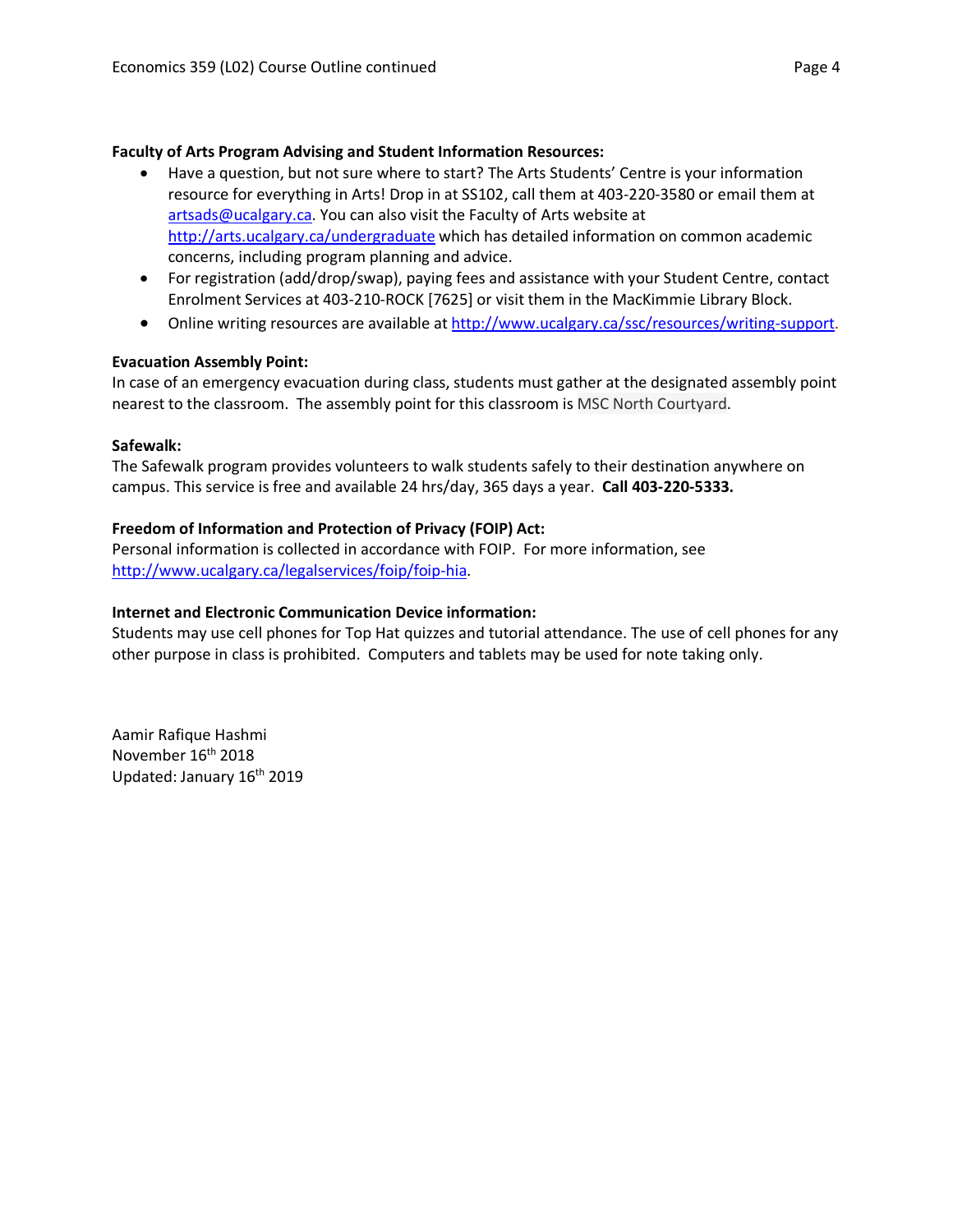**Faculty of Arts Program Advising and Student Information Resources:**

- Have a question, but not sure where to start? The Arts Students' Centre is your information resource for everything in Arts! Drop in at SS102, call them at 403-220-3580 or email them at artsads@ucalgary.ca. You can also visit the Faculty of Arts website at http://arts.ucalgary.ca/undergraduate which has detailed information on common academic concerns, including program planning and advice.
- For registration (add/drop/swap), paying fees and assistance with your Student Centre, contact Enrolment Services at 403-210-ROCK [7625] or visit them in the MacKimmie Library Block.
- Online writing resources are available at http://www.ucalgary.ca/ssc/resources/writing-support.

**Evacuation Assembly Point:**

In case of an emergency evacuation during class, students must gather at the designated assembly point nearest to the classroom. The assembly point for this classroom is MSC North Courtyard.

**Safewalk:**

The Safewalk program provides volunteers to walk students safely to their destination anywhere on campus. This service is free and available 24 hrs/day, 365 days a year. **Call 403-220-5333.**

**Freedom of Information and Protection of Privacy (FOIP) Act:**

Personal information is collected in accordance with FOIP. For more information, see http://www.ucalgary.ca/legalservices/foip/foip-hia.

**Internet and Electronic Communication Device information:**

Students may use cell phones for Top Hat quizzes and tutorial attendance. The use of cell phones for any other purpose in class is prohibited. Computers and tablets may be used for note taking only.

Aamir Rafique Hashmi
November 16th 2018
Updated: January 16th 2019